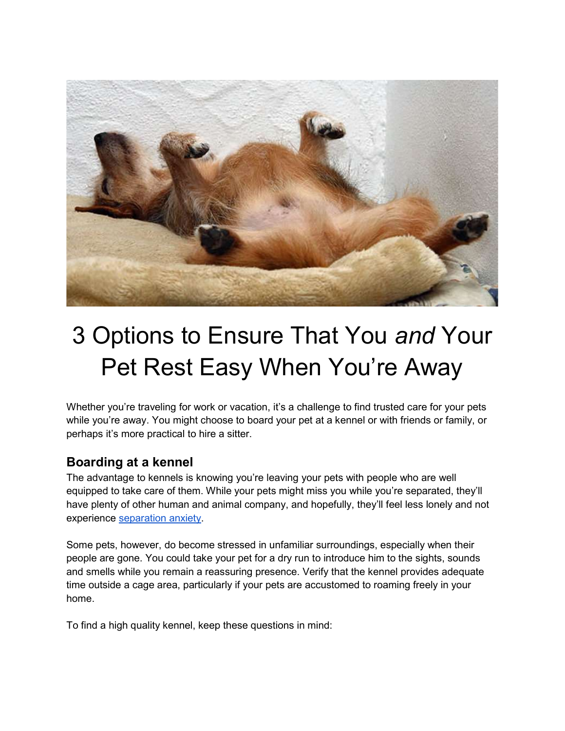# 3 Options to Ensure That You *and* Your Pet Rest Easy When You're Away

Whether you're traveling for work or vacation, it's a challenge to find trusted care for your pets while you're away. You might choose to board your pet at a kennel or with friends or family, or perhaps it's more practical to hire a sitter.

## Boarding at a kennel

The advantage to kennels is knowing you're leaving your pets with people who are well equipped to take care of them. While your pets might miss you while you're separated, they'll have plenty of other human and animal company, and hopefully, they'll feel less lonely and not experience separation anxiety.

Some pets, however, do become stressed in unfamiliar surroundings, especially when their people are gone. You could take your pet for a dry run to introduce him to the sights, sounds and smells while you remain a reassuring presence. Verify that the kennel provides adequate time outside a cage area, particularly if your pets are accustomed to roaming freely in your home.

To find a high quality kennel, keep these questions in mind: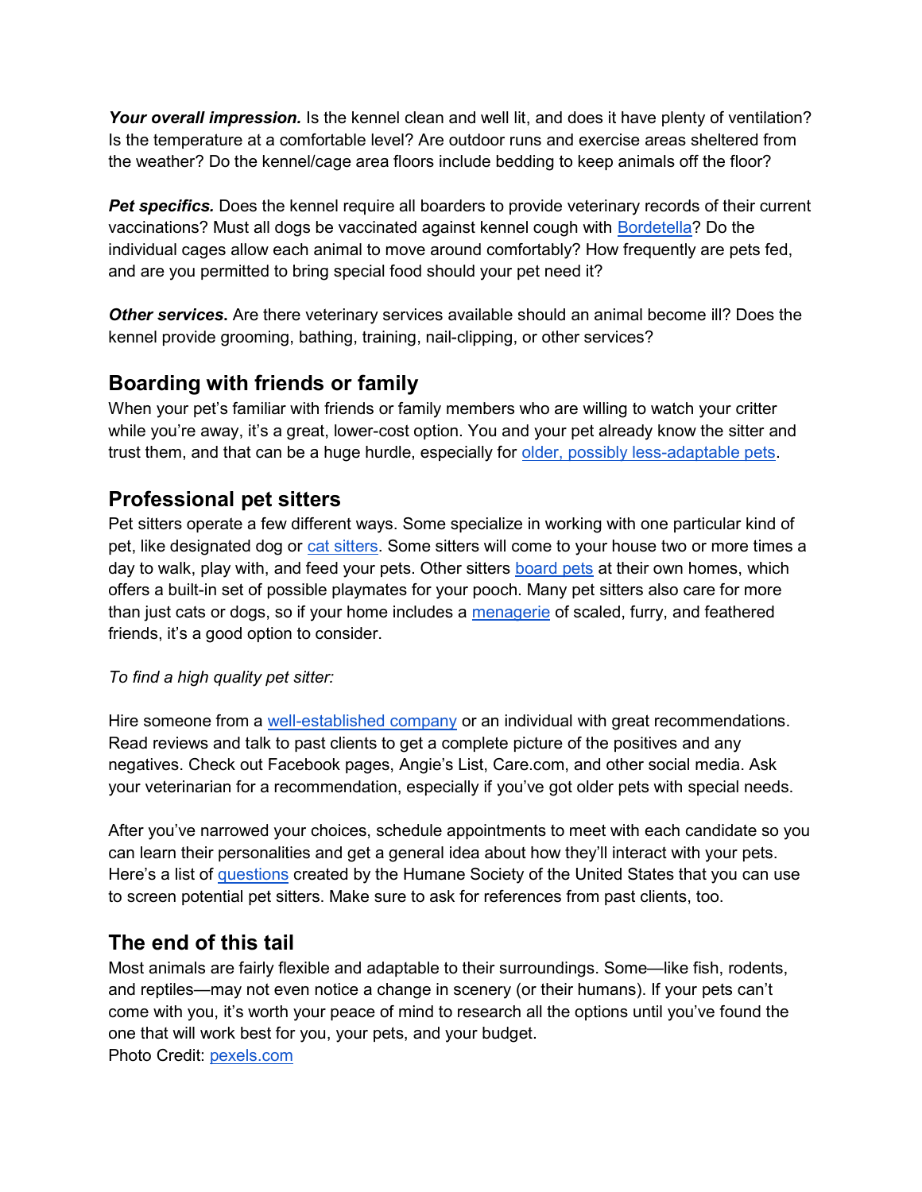***Your overall impression.*** Is the kennel clean and well lit, and does it have plenty of ventilation? Is the temperature at a comfortable level? Are outdoor runs and exercise areas sheltered from the weather? Do the kennel/cage area floors include bedding to keep animals off the floor?

***Pet specifics.*** Does the kennel require all boarders to provide veterinary records of their current vaccinations? Must all dogs be vaccinated against kennel cough with Bordetella? Do the individual cages allow each animal to move around comfortably? How frequently are pets fed, and are you permitted to bring special food should your pet need it?

***Other services***. Are there veterinary services available should an animal become ill? Does the kennel provide grooming, bathing, training, nail-clipping, or other services?

## Boarding with friends or family

When your pet's familiar with friends or family members who are willing to watch your critter while you're away, it's a great, lower-cost option. You and your pet already know the sitter and trust them, and that can be a huge hurdle, especially for older, possibly less-adaptable pets.

## Professional pet sitters

Pet sitters operate a few different ways. Some specialize in working with one particular kind of pet, like designated dog or cat sitters. Some sitters will come to your house two or more times a day to walk, play with, and feed your pets. Other sitters board pets at their own homes, which offers a built-in set of possible playmates for your pooch. Many pet sitters also care for more than just cats or dogs, so if your home includes a menagerie of scaled, furry, and feathered friends, it's a good option to consider.

*To find a high quality pet sitter:*

Hire someone from a well-established company or an individual with great recommendations. Read reviews and talk to past clients to get a complete picture of the positives and any negatives. Check out Facebook pages, Angie's List, Care.com, and other social media. Ask your veterinarian for a recommendation, especially if you've got older pets with special needs.

After you've narrowed your choices, schedule appointments to meet with each candidate so you can learn their personalities and get a general idea about how they'll interact with your pets. Here's a list of questions created by the Humane Society of the United States that you can use to screen potential pet sitters. Make sure to ask for references from past clients, too.

## The end of this tail

Most animals are fairly flexible and adaptable to their surroundings. Some—like fish, rodents, and reptiles—may not even notice a change in scenery (or their humans). If your pets can't come with you, it's worth your peace of mind to research all the options until you've found the one that will work best for you, your pets, and your budget.
Photo Credit: pexels.com